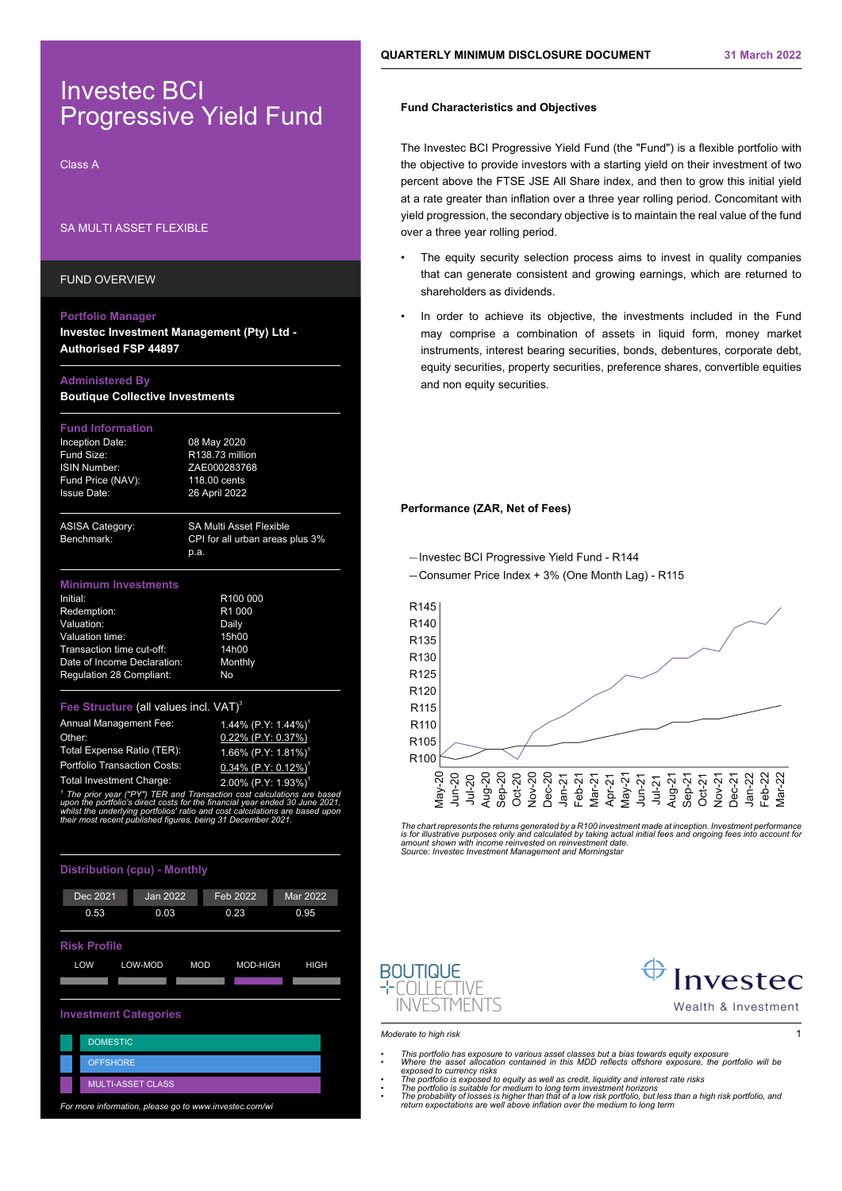# Investec BCI Progressive Yield Fund

Class A

SA MULTI ASSET FLEXIBLE

QUARTERLY MINIMUM DISCLOSURE DOCUMENT — 31 March 2022

## FUND OVERVIEW

**Portfolio Manager**
**Investec Investment Management (Pty) Ltd - Authorised FSP 44897**

**Administered By**
**Boutique Collective Investments**

**Fund Information**

| | |
|---|---|
| Inception Date: | 08 May 2020 |
| Fund Size: | R138.73 million |
| ISIN Number: | ZAE000283768 |
| Fund Price (NAV): | 118.00 cents |
| Issue Date: | 26 April 2022 |

| | |
|---|---|
| ASISA Category: | SA Multi Asset Flexible |
| Benchmark: | CPI for all urban areas plus 3% p.a. |

**Minimum Investments**

| | |
|---|---|
| Initial: | R100 000 |
| Redemption: | R1 000 |
| Valuation: | Daily |
| Valuation time: | 15h00 |
| Transaction time cut-off: | 14h00 |
| Date of Income Declaration: | Monthly |
| Regulation 28 Compliant: | No |

**Fee Structure** (all values incl. VAT)[3]

| | |
|---|---|
| Annual Management Fee: | 1.44% (P.Y: 1.44%)[1] |
| Other: | 0.22% (P.Y: 0.37%) |
| Total Expense Ratio (TER): | 1.66% (P.Y: 1.81%)[1] |
| Portfolio Transaction Costs: | 0.34% (P.Y: 0.12%)[1] |
| Total Investment Charge: | 2.00% (P.Y: 1.93%)[1] |

*[1] The prior year ("PY") TER and Transaction cost calculations are based upon the portfolio's direct costs for the financial year ended 30 June 2021, whilst the underlying portfolios' ratio and cost calculations are based upon their most recent published figures, being 31 December 2021.*

**Distribution (cpu) - Monthly**

| Dec 2021 | Jan 2022 | Feb 2022 | Mar 2022 |
|---|---|---|---|
| 0.53 | 0.03 | 0.23 | 0.95 |

**Risk Profile**

LOW | LOW-MOD | MOD | **MOD-HIGH** | HIGH

**Investment Categories**

- DOMESTIC
- OFFSHORE
- MULTI-ASSET CLASS

*For more information, please go to www.investec.com/wi*

## Fund Characteristics and Objectives

The Investec BCI Progressive Yield Fund (the "Fund") is a flexible portfolio with the objective to provide investors with a starting yield on their investment of two percent above the FTSE JSE All Share index, and then to grow this initial yield at a rate greater than inflation over a three year rolling period. Concomitant with yield progression, the secondary objective is to maintain the real value of the fund over a three year rolling period.

- The equity security selection process aims to invest in quality companies that can generate consistent and growing earnings, which are returned to shareholders as dividends.
- In order to achieve its objective, the investments included in the Fund may comprise a combination of assets in liquid form, money market instruments, interest bearing securities, bonds, debentures, corporate debt, equity securities, property securities, preference shares, convertible equities and non equity securities.

## Performance (ZAR, Net of Fees)

— Investec BCI Progressive Yield Fund - R144
— Consumer Price Index + 3% (One Month Lag) - R115

*The chart represents the returns generated by a R100 investment made at inception. Investment performance is for illustrative purposes only and calculated by taking actual initial fees and ongoing fees into account for amount shown with income reinvested on reinvestment date.*
*Source: Investec Investment Management and Morningstar*

*Moderate to high risk*

- This portfolio has exposure to various asset classes but a bias towards equity exposure
- Where the asset allocation contained in this MDD reflects offshore exposure, the portfolio will be exposed to currency risks
- The portfolio is exposed to equity as well as credit, liquidity and interest rate risks
- The portfolio is suitable for medium to long term investment horizons
- The probability of losses is higher than that of a low risk portfolio, but less than a high risk portfolio, and return expectations are well above inflation over the medium to long term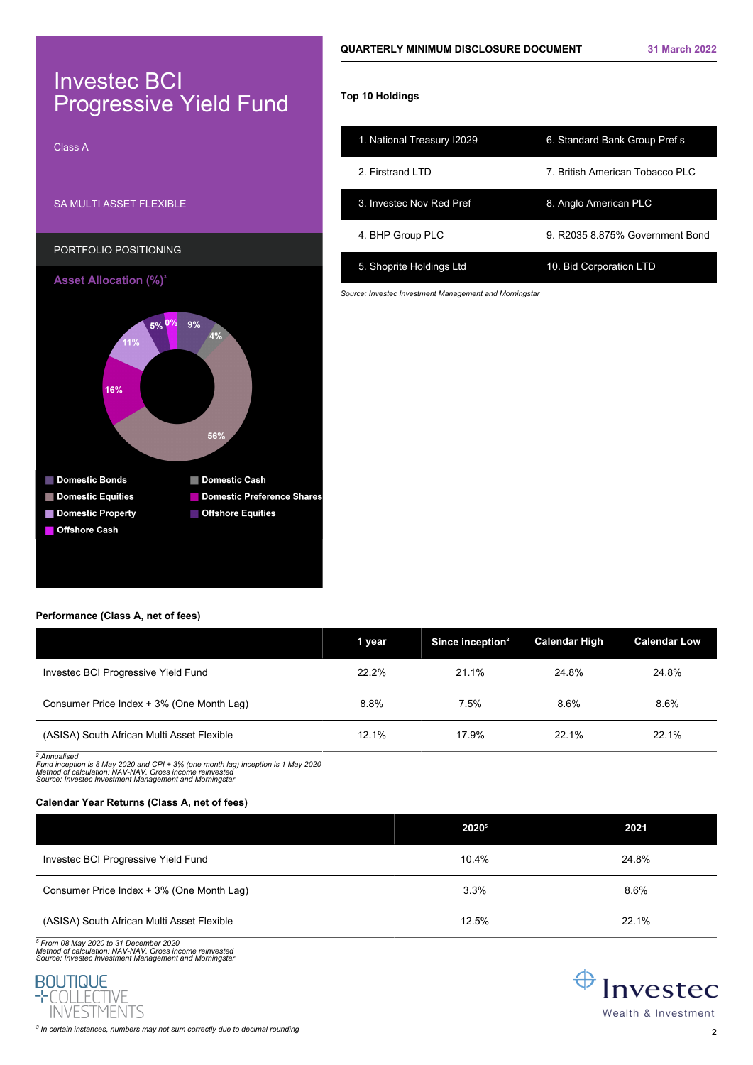# Investec BCI Progressive Yield Fund

Class A

SA MULTI ASSET FLEXIBLE

## PORTFOLIO POSITIONING

### Asset Allocation (%)[3]

| Asset Class | % |
|---|---|
| Domestic Bonds | 16% |
| Domestic Cash | 0% |
| Domestic Equities | 56% |
| Domestic Preference Shares | 5% |
| Domestic Property | 11% |
| Offshore Equities | 9% |
| Offshore Cash | 4% |

**QUARTERLY MINIMUM DISCLOSURE DOCUMENT** 31 March 2022

### Top 10 Holdings

| | |
|---|---|
| 1. National Treasury I2029 | 6. Standard Bank Group Pref s |
| 2. Firstrand LTD | 7. British American Tobacco PLC |
| 3. Investec Nov Red Pref | 8. Anglo American PLC |
| 4. BHP Group PLC | 9. R2035 8.875% Government Bond |
| 5. Shoprite Holdings Ltd | 10. Bid Corporation LTD |

*Source: Investec Investment Management and Morningstar*

### Performance (Class A, net of fees)

| | 1 year | Since inception[2] | Calendar High | Calendar Low |
|---|---|---|---|---|
| Investec BCI Progressive Yield Fund | 22.2% | 21.1% | 24.8% | 24.8% |
| Consumer Price Index + 3% (One Month Lag) | 8.8% | 7.5% | 8.6% | 8.6% |
| (ASISA) South African Multi Asset Flexible | 12.1% | 17.9% | 22.1% | 22.1% |

*[2] Annualised*
*Fund inception is 8 May 2020 and CPI + 3% (one month lag) inception is 1 May 2020*
*Method of calculation: NAV-NAV. Gross income reinvested*
*Source: Investec Investment Management and Morningstar*

### Calendar Year Returns (Class A, net of fees)

| | 2020[5] | 2021 |
|---|---|---|
| Investec BCI Progressive Yield Fund | 10.4% | 24.8% |
| Consumer Price Index + 3% (One Month Lag) | 3.3% | 8.6% |
| (ASISA) South African Multi Asset Flexible | 12.5% | 22.1% |

*[5] From 08 May 2020 to 31 December 2020*
*Method of calculation: NAV-NAV. Gross income reinvested*
*Source: Investec Investment Management and Morningstar*

BOUTIQUE COLLECTIVE INVESTMENTS

Investec Wealth & Investment

*[3] In certain instances, numbers may not sum correctly due to decimal rounding*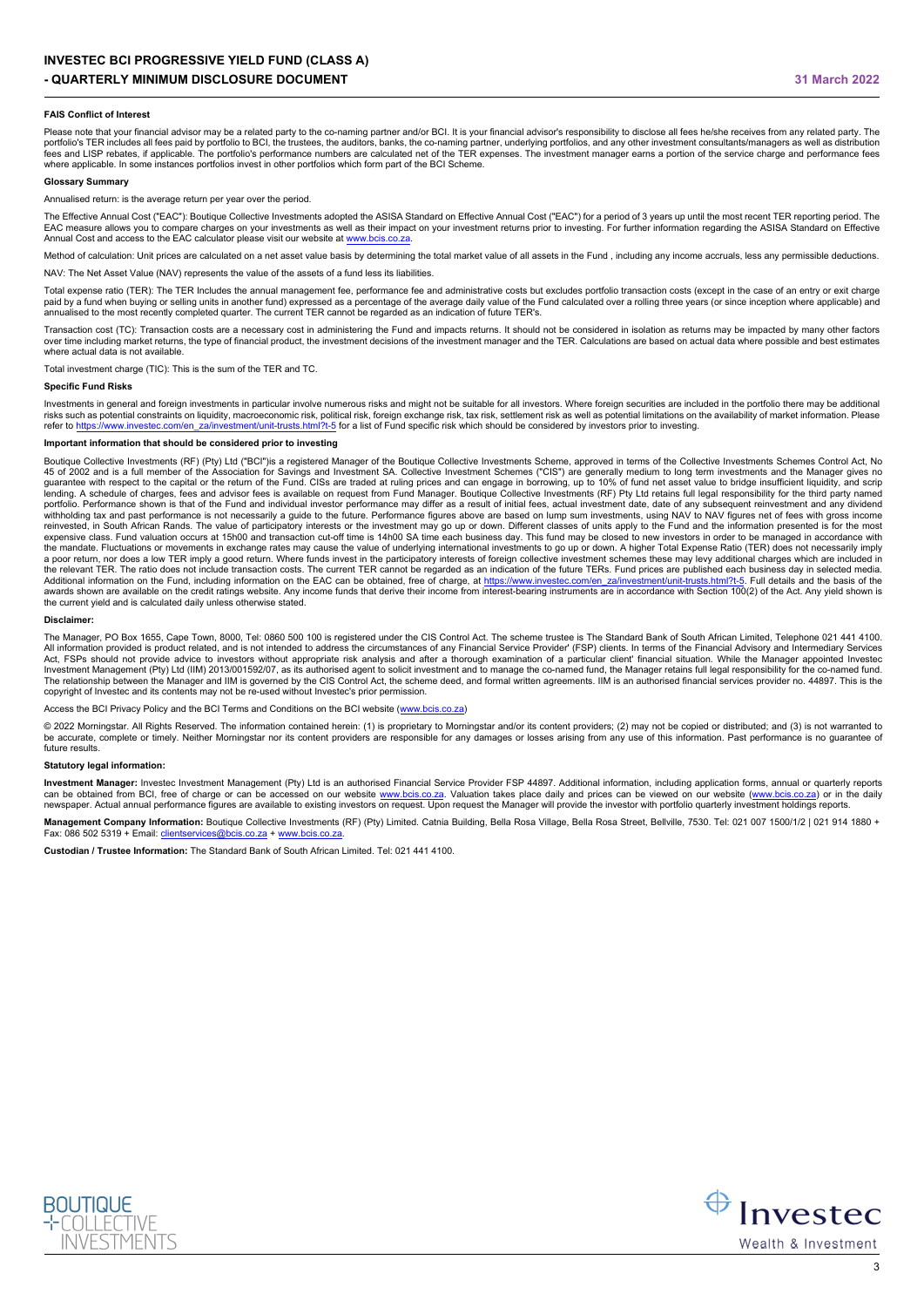# INVESTEC BCI PROGRESSIVE YIELD FUND (CLASS A) - QUARTERLY MINIMUM DISCLOSURE DOCUMENT

31 March 2022

### FAIS Conflict of Interest

Please note that your financial advisor may be a related party to the co-naming partner and/or BCI. It is your financial advisor's responsibility to disclose all fees he/she receives from any related party. The portfolio's TER includes all fees paid by portfolio to BCI, the trustees, the auditors, banks, the co-naming partner, underlying portfolios, and any other investment consultants/managers as well as distribution fees and LISP rebates, if applicable. The portfolio's performance numbers are calculated net of the TER expenses. The investment manager earns a portion of the service charge and performance fees where applicable. In some instances portfolios invest in other portfolios which form part of the BCI Scheme.

### Glossary Summary

Annualised return: is the average return per year over the period.

The Effective Annual Cost ("EAC"): Boutique Collective Investments adopted the ASISA Standard on Effective Annual Cost ("EAC") for a period of 3 years up until the most recent TER reporting period. The EAC measure allows you to compare charges on your investments as well as their impact on your investment returns prior to investing. For further information regarding the ASISA Standard on Effective Annual Cost and access to the EAC calculator please visit our website at www.bcis.co.za.

Method of calculation: Unit prices are calculated on a net asset value basis by determining the total market value of all assets in the Fund , including any income accruals, less any permissible deductions.

NAV: The Net Asset Value (NAV) represents the value of the assets of a fund less its liabilities.

Total expense ratio (TER): The TER Includes the annual management fee, performance fee and administrative costs but excludes portfolio transaction costs (except in the case of an entry or exit charge paid by a fund when buying or selling units in another fund) expressed as a percentage of the average daily value of the Fund calculated over a rolling three years (or since inception where applicable) and annualised to the most recently completed quarter. The current TER cannot be regarded as an indication of future TER's.

Transaction cost (TC): Transaction costs are a necessary cost in administering the Fund and impacts returns. It should not be considered in isolation as returns may be impacted by many other factors over time including market returns, the type of financial product, the investment decisions of the investment manager and the TER. Calculations are based on actual data where possible and best estimates where actual data is not available.

Total investment charge (TIC): This is the sum of the TER and TC.

### Specific Fund Risks

Investments in general and foreign investments in particular involve numerous risks and might not be suitable for all investors. Where foreign securities are included in the portfolio there may be additional risks such as potential constraints on liquidity, macroeconomic risk, political risk, foreign exchange risk, tax risk, settlement risk as well as potential limitations on the availability of market information. Please refer to https://www.investec.com/en_za/investment/unit-trusts.html?t-5 for a list of Fund specific risk which should be considered by investors prior to investing.

### Important information that should be considered prior to investing

Boutique Collective Investments (RF) (Pty) Ltd ("BCI")is a registered Manager of the Boutique Collective Investments Scheme, approved in terms of the Collective Investments Schemes Control Act, No 45 of 2002 and is a full member of the Association for Savings and Investment SA. Collective Investment Schemes ("CIS") are generally medium to long term investments and the Manager gives no guarantee with respect to the capital or the return of the Fund. CISs are traded at ruling prices and can engage in borrowing, up to 10% of fund net asset value to bridge insufficient liquidity, and scrip lending. A schedule of charges, fees and advisor fees is available on request from Fund Manager. Boutique Collective Investments (RF) Pty Ltd retains full legal responsibility for the third party named portfolio. Performance shown is that of the Fund and individual investor performance may differ as a result of initial fees, actual investment date, date of any subsequent reinvestment and any dividend withholding tax and past performance is not necessarily a guide to the future. Performance figures above are based on lump sum investments, using NAV to NAV figures net of fees with gross income reinvested, in South African Rands. The value of participatory interests or the investment may go up or down. Different classes of units apply to the Fund and the information presented is for the most expensive class. Fund valuation occurs at 15h00 and transaction cut-off time is 14h00 SA time each business day. This fund may be closed to new investors in order to be managed in accordance with the mandate. Fluctuations or movements in exchange rates may cause the value of underlying international investments to go up or down. A higher Total Expense Ratio (TER) does not necessarily imply a poor return, nor does a low TER imply a good return. Where funds invest in the participatory interests of foreign collective investment schemes these may levy additional charges which are included in the relevant TER. The ratio does not include transaction costs. The current TER cannot be regarded as an indication of the future TERs. Fund prices are published each business day in selected media. Additional information on the Fund, including information on the EAC can be obtained, free of charge, at https://www.investec.com/en_za/investment/unit-trusts.html?t-5. Full details and the basis of the awards shown are available on the credit ratings website. Any income funds that derive their income from interest-bearing instruments are in accordance with Section 100(2) of the Act. Any yield shown is the current yield and is calculated daily unless otherwise stated.

### Disclaimer:

The Manager, PO Box 1655, Cape Town, 8000, Tel: 0860 500 100 is registered under the CIS Control Act. The scheme trustee is The Standard Bank of South African Limited, Telephone 021 441 4100. All information provided is product related, and is not intended to address the circumstances of any Financial Service Provider' (FSP) clients. In terms of the Financial Advisory and Intermediary Services Act, FSPs should not provide advice to investors without appropriate risk analysis and after a thorough examination of a particular client' financial situation. While the Manager appointed Investec Investment Management (Pty) Ltd (IIM) 2013/001592/07, as its authorised agent to solicit investment and to manage the co-named fund, the Manager retains full legal responsibility for the co-named fund. The relationship between the Manager and IIM is governed by the CIS Control Act, the scheme deed, and formal written agreements. IIM is an authorised financial services provider no. 44897. This is the copyright of Investec and its contents may not be re-used without Investec's prior permission.

Access the BCI Privacy Policy and the BCI Terms and Conditions on the BCI website (www.bcis.co.za)

© 2022 Morningstar. All Rights Reserved. The information contained herein: (1) is proprietary to Morningstar and/or its content providers; (2) may not be copied or distributed; and (3) is not warranted to be accurate, complete or timely. Neither Morningstar nor its content providers are responsible for any damages or losses arising from any use of this information. Past performance is no guarantee of future results.

### Statutory legal information:

**Investment Manager:** Investec Investment Management (Pty) Ltd is an authorised Financial Service Provider FSP 44897. Additional information, including application forms, annual or quarterly reports can be obtained from BCI, free of charge or can be accessed on our website www.bcis.co.za. Valuation takes place daily and prices can be viewed on our website (www.bcis.co.za) or in the daily newspaper. Actual annual performance figures are available to existing investors on request. Upon request the Manager will provide the investor with portfolio quarterly investment holdings reports.

**Management Company Information:** Boutique Collective Investments (RF) (Pty) Limited. Catnia Building, Bella Rosa Village, Bella Rosa Street, Bellville, 7530. Tel: 021 007 1500/1/2 | 021 914 1880 + Fax: 086 502 5319 + Email: clientservices@bcis.co.za + www.bcis.co.za.

**Custodian / Trustee Information:** The Standard Bank of South African Limited. Tel: 021 441 4100.

BOUTIQUE COLLECTIVE INVESTMENTS

Investec Wealth & Investment